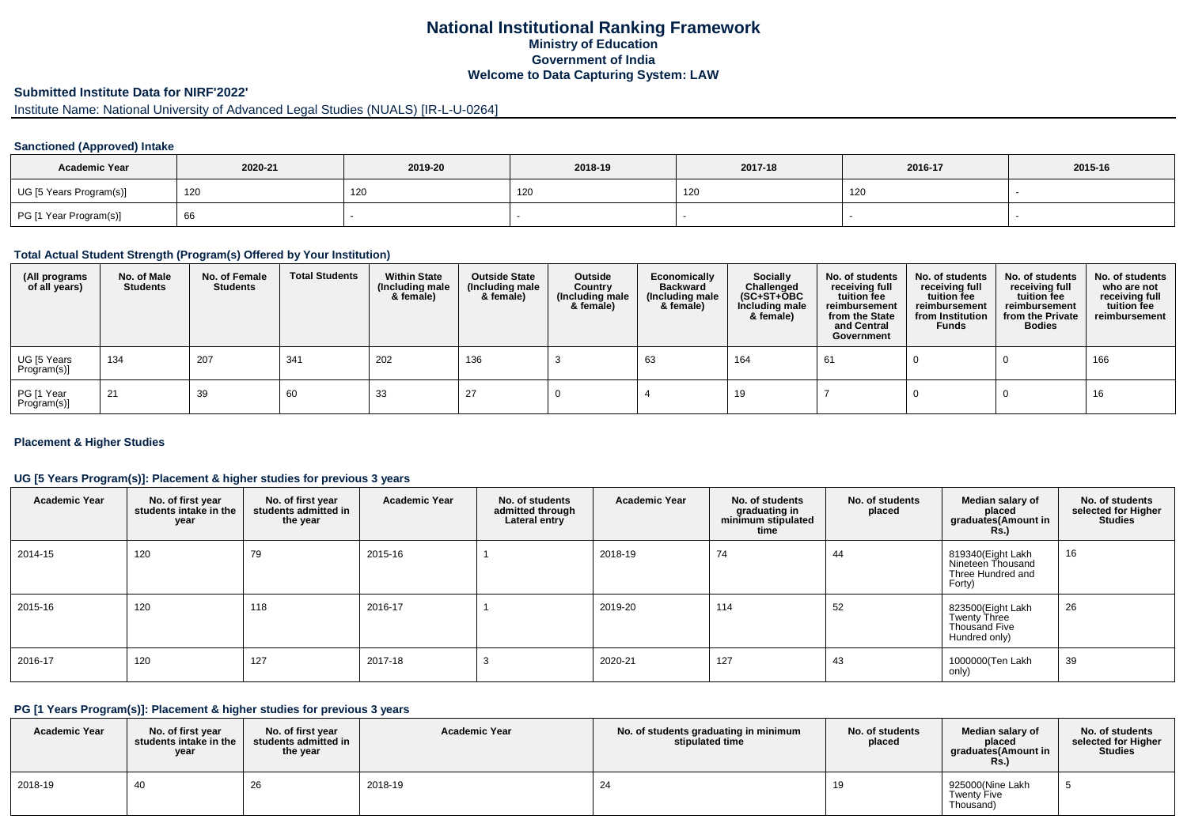# National Institutional Ranking Framework

**Ministry of Education**

**Government of India**

**Welcome to Data Capturing System: LAW**

## Submitted Institute Data for NIRF'2022'

Institute Name: National University of Advanced Legal Studies (NUALS) [IR-L-U-0264]

### Sanctioned (Approved) Intake

| Academic Year | 2020-21 | 2019-20 | 2018-19 | 2017-18 | 2016-17 | 2015-16 |
|---|---|---|---|---|---|---|
| UG [5 Years Program(s)] | 120 | 120 | 120 | 120 | 120 | - |
| PG [1 Year Program(s)] | 66 | - | - | - | - | - |

### Total Actual Student Strength (Program(s) Offered by Your Institution)

| (All programs of all years) | No. of Male Students | No. of Female Students | Total Students | Within State (Including male & female) | Outside State (Including male & female) | Outside Country (Including male & female) | Economically Backward (Including male & female) | Socially Challenged (SC+ST+OBC Including male & female) | No. of students receiving full tuition fee reimbursement from the State and Central Government | No. of students receiving full tuition fee reimbursement from Institution Funds | No. of students receiving full tuition fee reimbursement from the Private Bodies | No. of students who are not receiving full tuition fee reimbursement |
|---|---|---|---|---|---|---|---|---|---|---|---|---|
| UG [5 Years Program(s)] | 134 | 207 | 341 | 202 | 136 | 3 | 63 | 164 | 61 | 0 | 0 | 166 |
| PG [1 Year Program(s)] | 21 | 39 | 60 | 33 | 27 | 0 | 4 | 19 | 7 | 0 | 0 | 16 |

### Placement & Higher Studies

#### UG [5 Years Program(s)]: Placement & higher studies for previous 3 years

| Academic Year | No. of first year students intake in the year | No. of first year students admitted in the year | Academic Year | No. of students admitted through Lateral entry | Academic Year | No. of students graduating in minimum stipulated time | No. of students placed | Median salary of placed graduates(Amount in Rs.) | No. of students selected for Higher Studies |
|---|---|---|---|---|---|---|---|---|---|
| 2014-15 | 120 | 79 | 2015-16 | 1 | 2018-19 | 74 | 44 | 819340(Eight Lakh Nineteen Thousand Three Hundred and Forty) | 16 |
| 2015-16 | 120 | 118 | 2016-17 | 1 | 2019-20 | 114 | 52 | 823500(Eight Lakh Twenty Three Thousand Five Hundred only) | 26 |
| 2016-17 | 120 | 127 | 2017-18 | 3 | 2020-21 | 127 | 43 | 1000000(Ten Lakh only) | 39 |

#### PG [1 Years Program(s)]: Placement & higher studies for previous 3 years

| Academic Year | No. of first year students intake in the year | No. of first year students admitted in the year | Academic Year | No. of students graduating in minimum stipulated time | No. of students placed | Median salary of placed graduates(Amount in Rs.) | No. of students selected for Higher Studies |
|---|---|---|---|---|---|---|---|
| 2018-19 | 40 | 26 | 2018-19 | 24 | 19 | 925000(Nine Lakh Twenty Five Thousand) | 5 |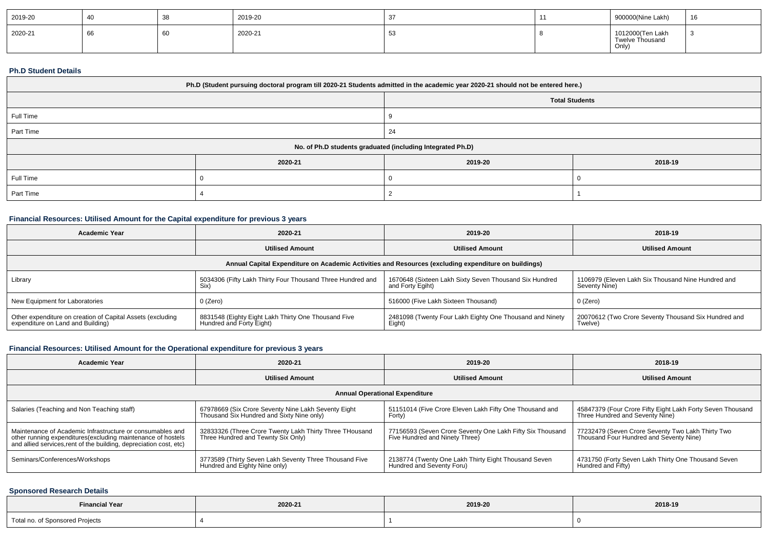| 2019-20 | 40 | 38 | 2019-20 | 37 | 11 | 900000(Nine Lakh) | 16 |
|---|---|---|---|---|---|---|---|
| 2020-21 | 66 | 60 | 2020-21 | 53 | 8 | 1012000(Ten Lakh Twelve Thousand Only) | 3 |

### Ph.D Student Details

| Ph.D (Student pursuing doctoral program till 2020-21 Students admitted in the academic year 2020-21 should not be entered here.) | | | |
|---|---|---|---|
| | | Total Students | |
| Full Time | | 9 | |
| Part Time | | 24 | |
| No. of Ph.D students graduated (including Integrated Ph.D) | | | |
| | 2020-21 | 2019-20 | 2018-19 |
| Full Time | 0 | 0 | 0 |
| Part Time | 4 | 2 | 1 |

### Financial Resources: Utilised Amount for the Capital expenditure for previous 3 years

| Academic Year | 2020-21 | 2019-20 | 2018-19 |
|---|---|---|---|
| | Utilised Amount | Utilised Amount | Utilised Amount |
| Annual Capital Expenditure on Academic Activities and Resources (excluding expenditure on buildings) | | | |
| Library | 5034306 (Fifty Lakh Thirty Four Thousand Three Hundred and Six) | 1670648 (Sixteen Lakh Sixty Seven Thousand Six Hundred and Forty Egiht) | 1106979 (Eleven Lakh Six Thousand Nine Hundred and Seventy Nine) |
| New Equipment for Laboratories | 0 (Zero) | 516000 (Five Lakh Sixteen Thousand) | 0 (Zero) |
| Other expenditure on creation of Capital Assets (excluding expenditure on Land and Building) | 8831548 (Eighty Eight Lakh Thirty One Thousand Five Hundred and Forty Eight) | 2481098 (Twenty Four Lakh Eighty One Thousand and Ninety Eight) | 20070612 (Two Crore Seventy Thousand Six Hundred and Twelve) |

### Financial Resources: Utilised Amount for the Operational expenditure for previous 3 years

| Academic Year | 2020-21 | 2019-20 | 2018-19 |
|---|---|---|---|
| | Utilised Amount | Utilised Amount | Utilised Amount |
| Annual Operational Expenditure | | | |
| Salaries (Teaching and Non Teaching staff) | 67978669 (Six Crore Seventy Nine Lakh Seventy Eight Thousand Six Hundred and Sixty Nine only) | 51151014 (Five Crore Eleven Lakh Fifty One Thousand and Forty) | 45847379 (Four Crore Fifty Eight Lakh Forty Seven Thousand Three Hundred and Seventy Nine) |
| Maintenance of Academic Infrastructure or consumables and other running expenditures(excluding maintenance of hostels and allied services,rent of the building, depreciation cost, etc) | 32833326 (Three Crore Twenty Lakh Thirty Three THousand Three Hundred and Tewnty Six Only) | 77156593 (Seven Crore Seventy One Lakh Fifty Six Thousand Five Hundred and Ninety Three) | 77232479 (Seven Crore Seventy Two Lakh Thirty Two Thousand Four Hundred and Seventy Nine) |
| Seminars/Conferences/Workshops | 3773589 (Thirty Seven Lakh Seventy Three Thousand Five Hundred and Eighty Nine only) | 2138774 (Twenty One Lakh Thirty Eight Thousand Seven Hundred and Seventy Foru) | 4731750 (Forty Seven Lakh Thirty One Thousand Seven Hundred and Fifty) |

### Sponsored Research Details

| Financial Year | 2020-21 | 2019-20 | 2018-19 |
|---|---|---|---|
| Total no. of Sponsored Projects | 4 | 1 | 0 |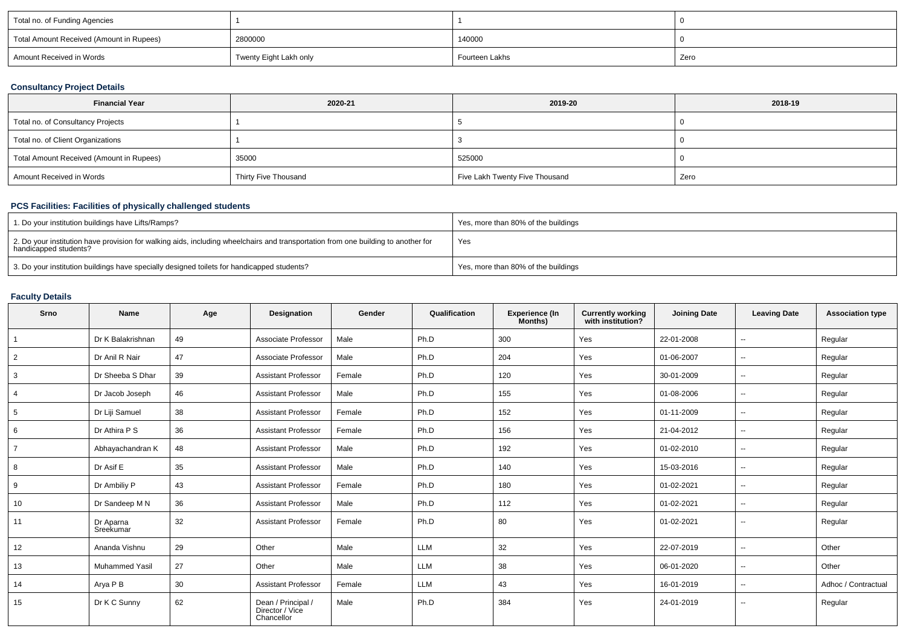| | | | |
|---|---|---|---|
| Total no. of Funding Agencies | 1 | 1 | 0 |
| Total Amount Received (Amount in Rupees) | 2800000 | 140000 | 0 |
| Amount Received in Words | Twenty Eight Lakh only | Fourteen Lakhs | Zero |

### Consultancy Project Details

| Financial Year | 2020-21 | 2019-20 | 2018-19 |
|---|---|---|---|
| Total no. of Consultancy Projects | 1 | 5 | 0 |
| Total no. of Client Organizations | 1 | 3 | 0 |
| Total Amount Received (Amount in Rupees) | 35000 | 525000 | 0 |
| Amount Received in Words | Thirty Five Thousand | Five Lakh Twenty Five Thousand | Zero |

### PCS Facilities: Facilities of physically challenged students

| | |
|---|---|
| 1. Do your institution buildings have Lifts/Ramps? | Yes, more than 80% of the buildings |
| 2. Do your institution have provision for walking aids, including wheelchairs and transportation from one building to another for handicapped students? | Yes |
| 3. Do your institution buildings have specially designed toilets for handicapped students? | Yes, more than 80% of the buildings |

### Faculty Details

| Srno | Name | Age | Designation | Gender | Qualification | Experience (In Months) | Currently working with institution? | Joining Date | Leaving Date | Association type |
|---|---|---|---|---|---|---|---|---|---|---|
| 1 | Dr K Balakrishnan | 49 | Associate Professor | Male | Ph.D | 300 | Yes | 22-01-2008 | -- | Regular |
| 2 | Dr Anil R Nair | 47 | Associate Professor | Male | Ph.D | 204 | Yes | 01-06-2007 | -- | Regular |
| 3 | Dr Sheeba S Dhar | 39 | Assistant Professor | Female | Ph.D | 120 | Yes | 30-01-2009 | -- | Regular |
| 4 | Dr Jacob Joseph | 46 | Assistant Professor | Male | Ph.D | 155 | Yes | 01-08-2006 | -- | Regular |
| 5 | Dr Liji Samuel | 38 | Assistant Professor | Female | Ph.D | 152 | Yes | 01-11-2009 | -- | Regular |
| 6 | Dr Athira P S | 36 | Assistant Professor | Female | Ph.D | 156 | Yes | 21-04-2012 | -- | Regular |
| 7 | Abhayachandran K | 48 | Assistant Professor | Male | Ph.D | 192 | Yes | 01-02-2010 | -- | Regular |
| 8 | Dr Asif E | 35 | Assistant Professor | Male | Ph.D | 140 | Yes | 15-03-2016 | -- | Regular |
| 9 | Dr Ambiliy P | 43 | Assistant Professor | Female | Ph.D | 180 | Yes | 01-02-2021 | -- | Regular |
| 10 | Dr Sandeep M N | 36 | Assistant Professor | Male | Ph.D | 112 | Yes | 01-02-2021 | -- | Regular |
| 11 | Dr Aparna Sreekumar | 32 | Assistant Professor | Female | Ph.D | 80 | Yes | 01-02-2021 | -- | Regular |
| 12 | Ananda Vishnu | 29 | Other | Male | LLM | 32 | Yes | 22-07-2019 | -- | Other |
| 13 | Muhammed Yasil | 27 | Other | Male | LLM | 38 | Yes | 06-01-2020 | -- | Other |
| 14 | Arya P B | 30 | Assistant Professor | Female | LLM | 43 | Yes | 16-01-2019 | -- | Adhoc / Contractual |
| 15 | Dr K C Sunny | 62 | Dean / Principal / Director / Vice Chancellor | Male | Ph.D | 384 | Yes | 24-01-2019 | -- | Regular |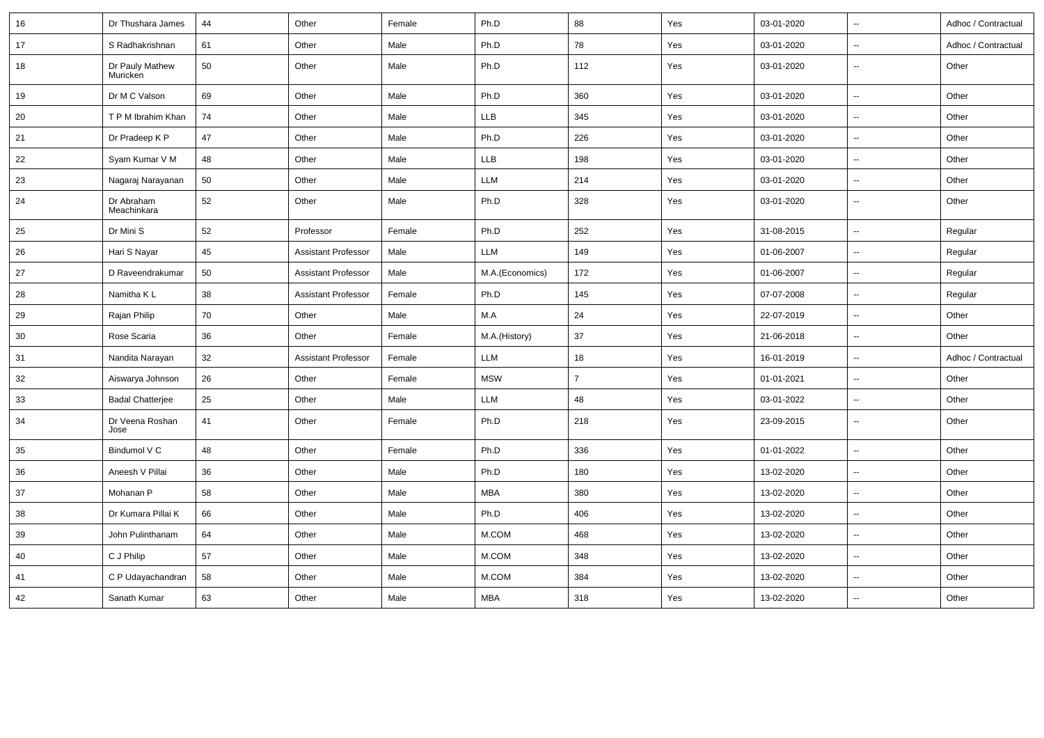| | | | | | | | | | | |
|---|---|---|---|---|---|---|---|---|---|---|
| 16 | Dr Thushara James | 44 | Other | Female | Ph.D | 88 | Yes | 03-01-2020 | -- | Adhoc / Contractual |
| 17 | S Radhakrishnan | 61 | Other | Male | Ph.D | 78 | Yes | 03-01-2020 | -- | Adhoc / Contractual |
| 18 | Dr Pauly Mathew Muricken | 50 | Other | Male | Ph.D | 112 | Yes | 03-01-2020 | -- | Other |
| 19 | Dr M C Valson | 69 | Other | Male | Ph.D | 360 | Yes | 03-01-2020 | -- | Other |
| 20 | T P M Ibrahim Khan | 74 | Other | Male | LLB | 345 | Yes | 03-01-2020 | -- | Other |
| 21 | Dr Pradeep K P | 47 | Other | Male | Ph.D | 226 | Yes | 03-01-2020 | -- | Other |
| 22 | Syam Kumar V M | 48 | Other | Male | LLB | 198 | Yes | 03-01-2020 | -- | Other |
| 23 | Nagaraj Narayanan | 50 | Other | Male | LLM | 214 | Yes | 03-01-2020 | -- | Other |
| 24 | Dr Abraham Meachinkara | 52 | Other | Male | Ph.D | 328 | Yes | 03-01-2020 | -- | Other |
| 25 | Dr Mini S | 52 | Professor | Female | Ph.D | 252 | Yes | 31-08-2015 | -- | Regular |
| 26 | Hari S Nayar | 45 | Assistant Professor | Male | LLM | 149 | Yes | 01-06-2007 | -- | Regular |
| 27 | D Raveendrakumar | 50 | Assistant Professor | Male | M.A.(Economics) | 172 | Yes | 01-06-2007 | -- | Regular |
| 28 | Namitha K L | 38 | Assistant Professor | Female | Ph.D | 145 | Yes | 07-07-2008 | -- | Regular |
| 29 | Rajan Philip | 70 | Other | Male | M.A | 24 | Yes | 22-07-2019 | -- | Other |
| 30 | Rose Scaria | 36 | Other | Female | M.A.(History) | 37 | Yes | 21-06-2018 | -- | Other |
| 31 | Nandita Narayan | 32 | Assistant Professor | Female | LLM | 18 | Yes | 16-01-2019 | -- | Adhoc / Contractual |
| 32 | Aiswarya Johnson | 26 | Other | Female | MSW | 7 | Yes | 01-01-2021 | -- | Other |
| 33 | Badal Chatterjee | 25 | Other | Male | LLM | 48 | Yes | 03-01-2022 | -- | Other |
| 34 | Dr Veena Roshan Jose | 41 | Other | Female | Ph.D | 218 | Yes | 23-09-2015 | -- | Other |
| 35 | Bindumol V C | 48 | Other | Female | Ph.D | 336 | Yes | 01-01-2022 | -- | Other |
| 36 | Aneesh V Pillai | 36 | Other | Male | Ph.D | 180 | Yes | 13-02-2020 | -- | Other |
| 37 | Mohanan P | 58 | Other | Male | MBA | 380 | Yes | 13-02-2020 | -- | Other |
| 38 | Dr Kumara Pillai K | 66 | Other | Male | Ph.D | 406 | Yes | 13-02-2020 | -- | Other |
| 39 | John Pulinthanam | 64 | Other | Male | M.COM | 468 | Yes | 13-02-2020 | -- | Other |
| 40 | C J Philip | 57 | Other | Male | M.COM | 348 | Yes | 13-02-2020 | -- | Other |
| 41 | C P Udayachandran | 58 | Other | Male | M.COM | 384 | Yes | 13-02-2020 | -- | Other |
| 42 | Sanath Kumar | 63 | Other | Male | MBA | 318 | Yes | 13-02-2020 | -- | Other |